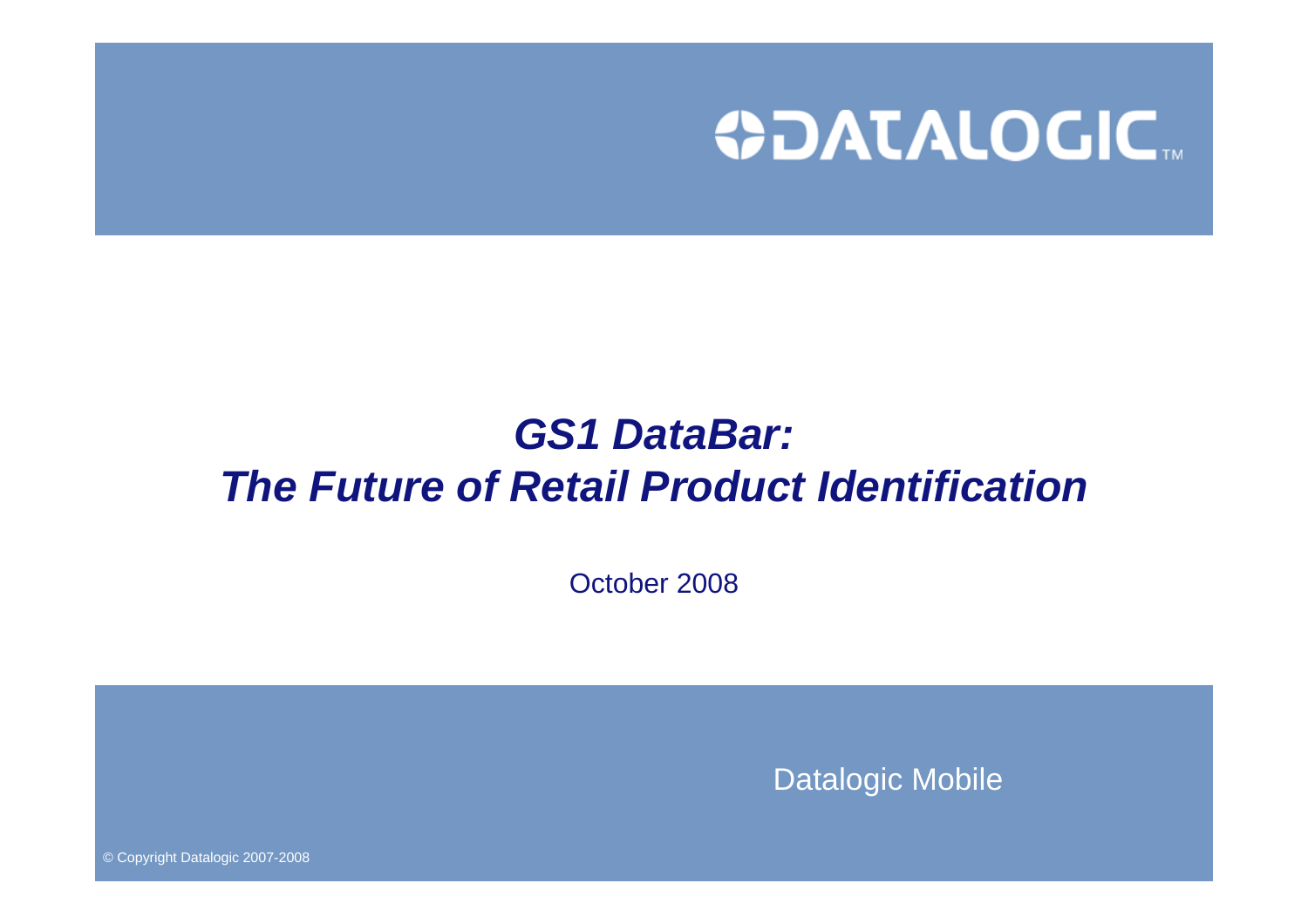DATALOGIC™

# *GS1 DataBar: The Future of Retail Product Identification*

October 2008

Datalogic Mobile

© Copyright Datalogic 2007-2008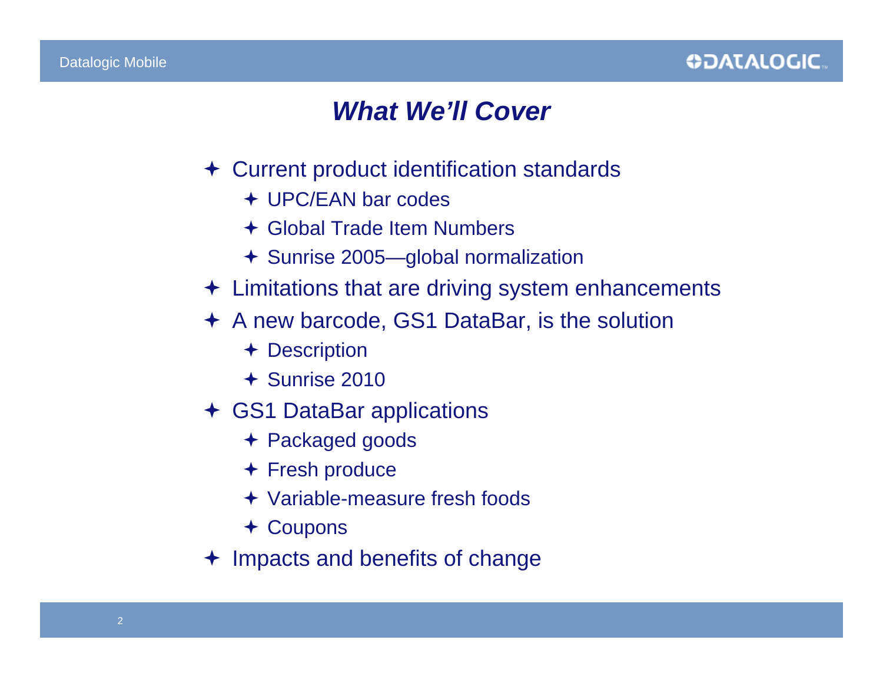## *What We'll Cover*

- Current product identification standards
  - UPC/EAN bar codes
  - Global Trade Item Numbers
  - Sunrise 2005—global normalization
- Limitations that are driving system enhancements
- A new barcode, GS1 DataBar, is the solution
  - Description
  - Sunrise 2010
- GS1 DataBar applications
  - Packaged goods
  - Fresh produce
  - Variable-measure fresh foods
  - Coupons
- Impacts and benefits of change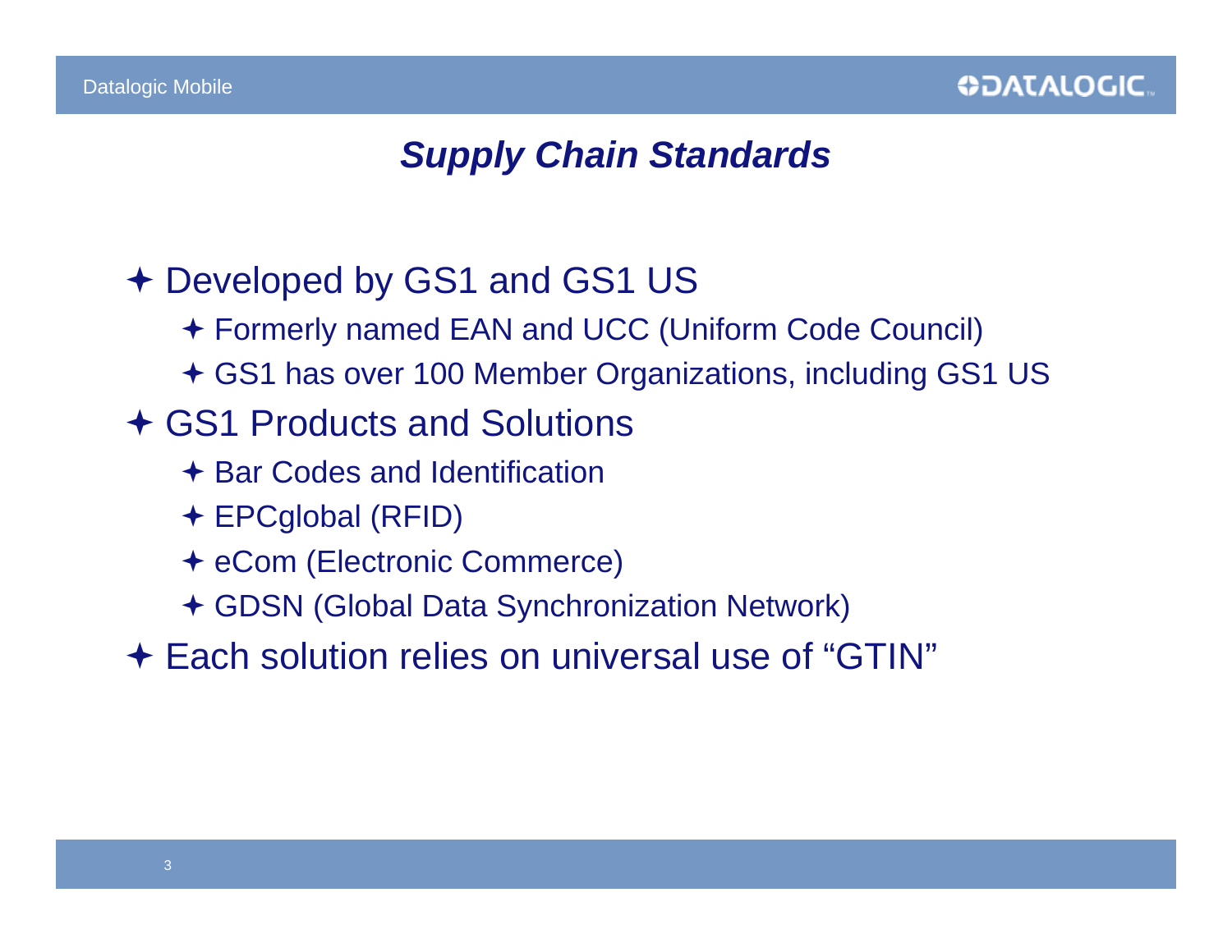# *Supply Chain Standards*

- Developed by GS1 and GS1 US
  - Formerly named EAN and UCC (Uniform Code Council)
  - GS1 has over 100 Member Organizations, including GS1 US
- GS1 Products and Solutions
  - Bar Codes and Identification
  - EPCglobal (RFID)
  - eCom (Electronic Commerce)
  - GDSN (Global Data Synchronization Network)
- Each solution relies on universal use of “GTIN”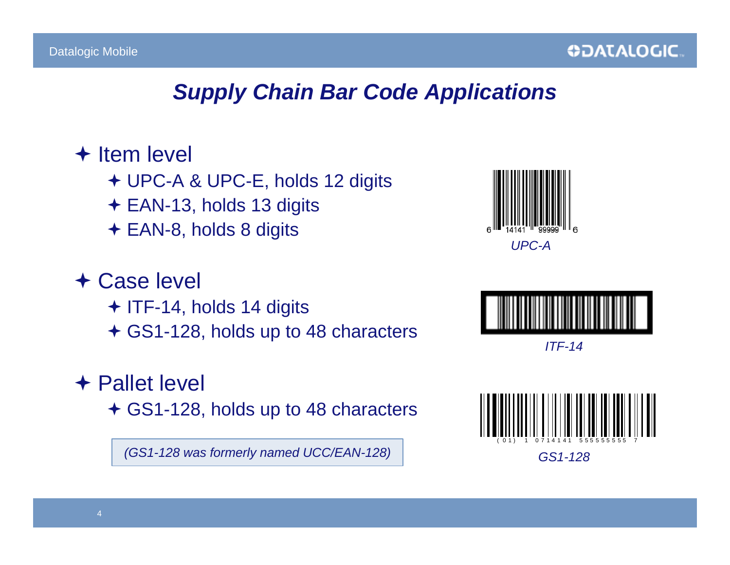# Supply Chain Bar Code Applications

- Item level
  - UPC-A & UPC-E, holds 12 digits
  - EAN-13, holds 13 digits
  - EAN-8, holds 8 digits
- Case level
  - ITF-14, holds 14 digits
  - GS1-128, holds up to 48 characters
- Pallet level
  - GS1-128, holds up to 48 characters

*(GS1-128 was formerly named UCC/EAN-128)*

*UPC-A*

*ITF-14*

*GS1-128*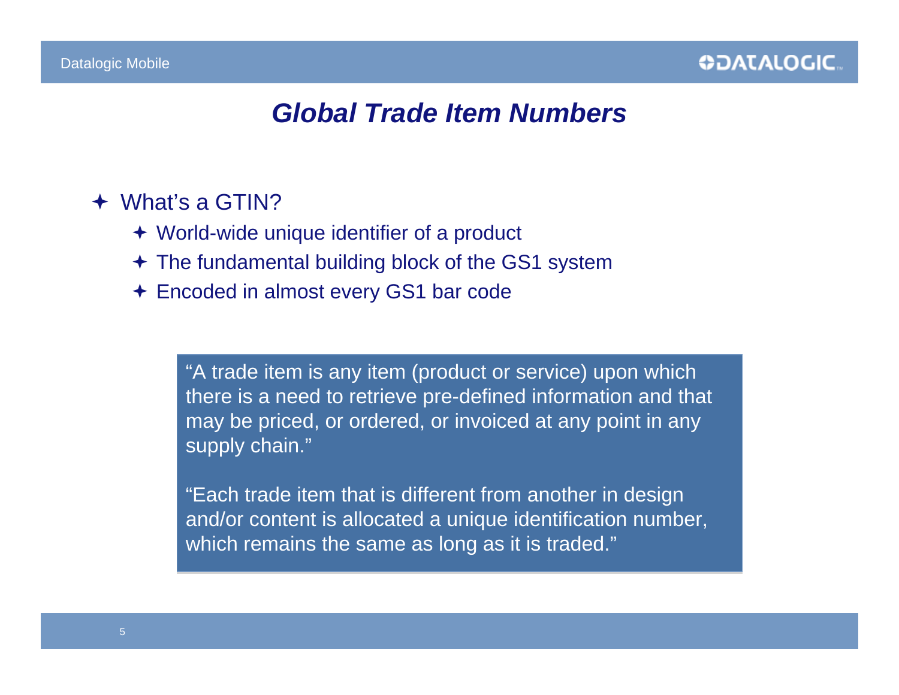# Global Trade Item Numbers

- What's a GTIN?
  - World-wide unique identifier of a product
  - The fundamental building block of the GS1 system
  - Encoded in almost every GS1 bar code

> "A trade item is any item (product or service) upon which there is a need to retrieve pre-defined information and that may be priced, or ordered, or invoiced at any point in any supply chain."
>
> "Each trade item that is different from another in design and/or content is allocated a unique identification number, which remains the same as long as it is traded."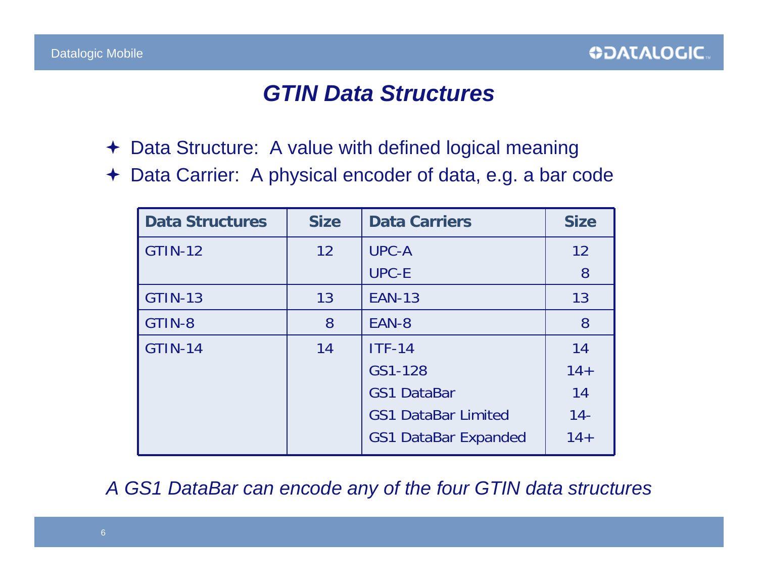# GTIN Data Structures

- Data Structure: A value with defined logical meaning
- Data Carrier: A physical encoder of data, e.g. a bar code

| Data Structures | Size | Data Carriers | Size |
|---|---|---|---|
| GTIN-12 | 12 | UPC-A | 12 |
| | | UPC-E | 8 |
| GTIN-13 | 13 | EAN-13 | 13 |
| GTIN-8 | 8 | EAN-8 | 8 |
| GTIN-14 | 14 | ITF-14 | 14 |
| | | GS1-128 | 14+ |
| | | GS1 DataBar | 14 |
| | | GS1 DataBar Limited | 14- |
| | | GS1 DataBar Expanded | 14+ |

*A GS1 DataBar can encode any of the four GTIN data structures*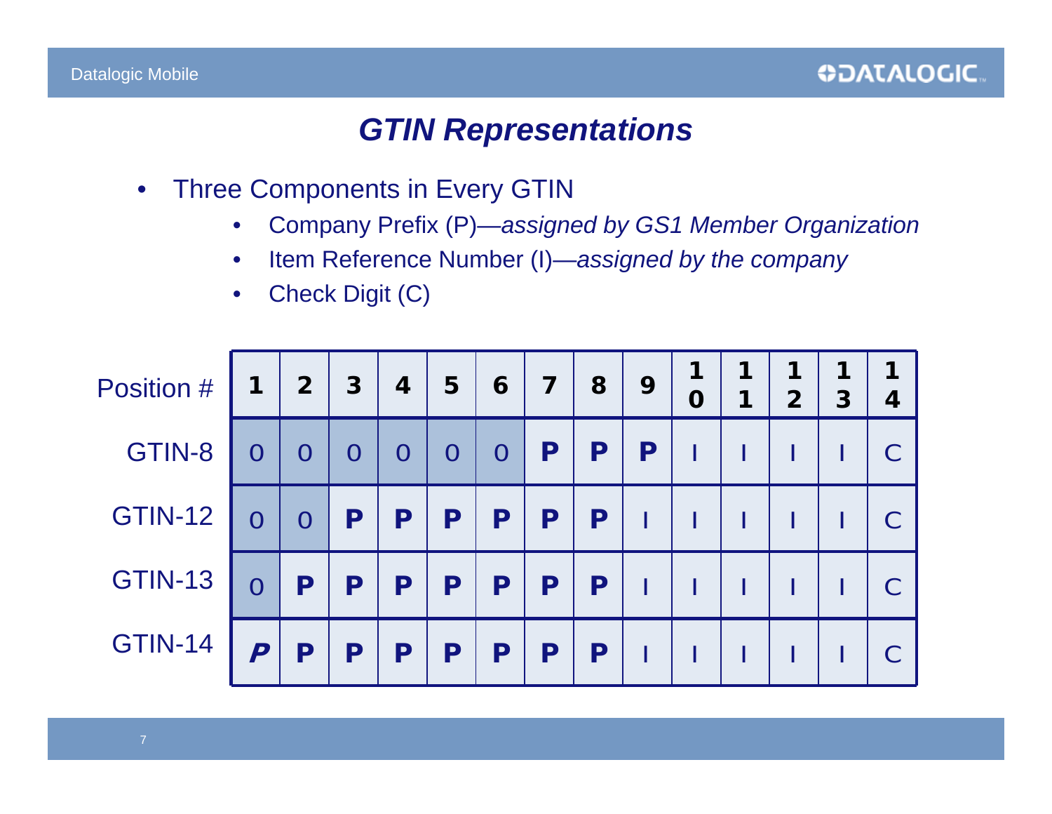# GTIN Representations

- Three Components in Every GTIN
  - Company Prefix (P)—*assigned by GS1 Member Organization*
  - Item Reference Number (I)—*assigned by the company*
  - Check Digit (C)

| Position # | 1 | 2 | 3 | 4 | 5 | 6 | 7 | 8 | 9 | 10 | 11 | 12 | 13 | 14 |
|---|---|---|---|---|---|---|---|---|---|---|---|---|---|---|
| GTIN-8 | 0 | 0 | 0 | 0 | 0 | 0 | **P** | **P** | **P** | I | I | I | I | C |
| GTIN-12 | 0 | 0 | **P** | **P** | **P** | **P** | **P** | **P** | I | I | I | I | I | C |
| GTIN-13 | 0 | **P** | **P** | **P** | **P** | **P** | **P** | **P** | I | I | I | I | I | C |
| GTIN-14 | ***P*** | **P** | **P** | **P** | **P** | **P** | **P** | **P** | I | I | I | I | I | C |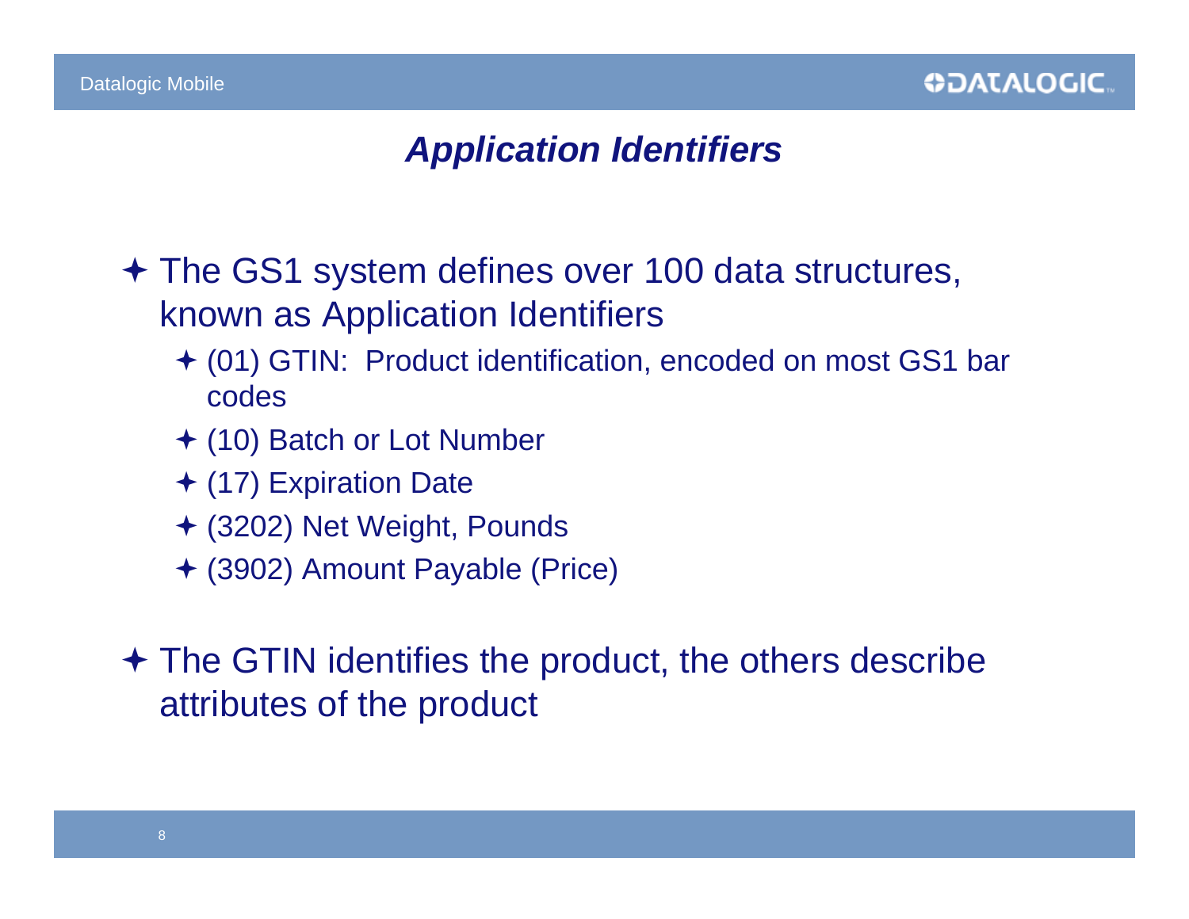# *Application Identifiers*

- The GS1 system defines over 100 data structures, known as Application Identifiers
  - (01) GTIN: Product identification, encoded on most GS1 bar codes
  - (10) Batch or Lot Number
  - (17) Expiration Date
  - (3202) Net Weight, Pounds
  - (3902) Amount Payable (Price)

- The GTIN identifies the product, the others describe attributes of the product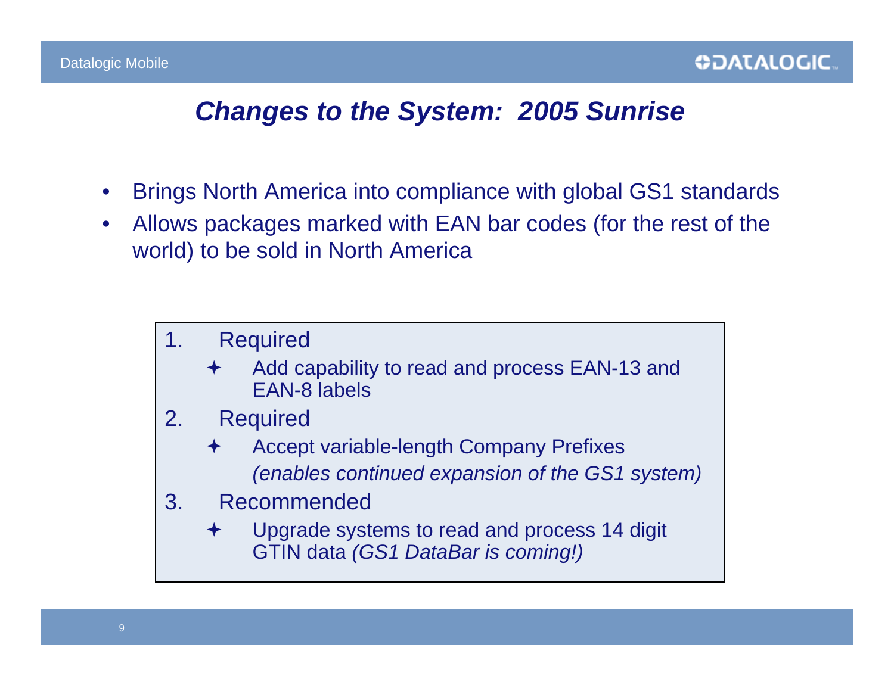# *Changes to the System: 2005 Sunrise*

- Brings North America into compliance with global GS1 standards
- Allows packages marked with EAN bar codes (for the rest of the world) to be sold in North America

1. Required
   - Add capability to read and process EAN-13 and EAN-8 labels
2. Required
   - Accept variable-length Company Prefixes *(enables continued expansion of the GS1 system)*
3. Recommended
   - Upgrade systems to read and process 14 digit GTIN data *(GS1 DataBar is coming!)*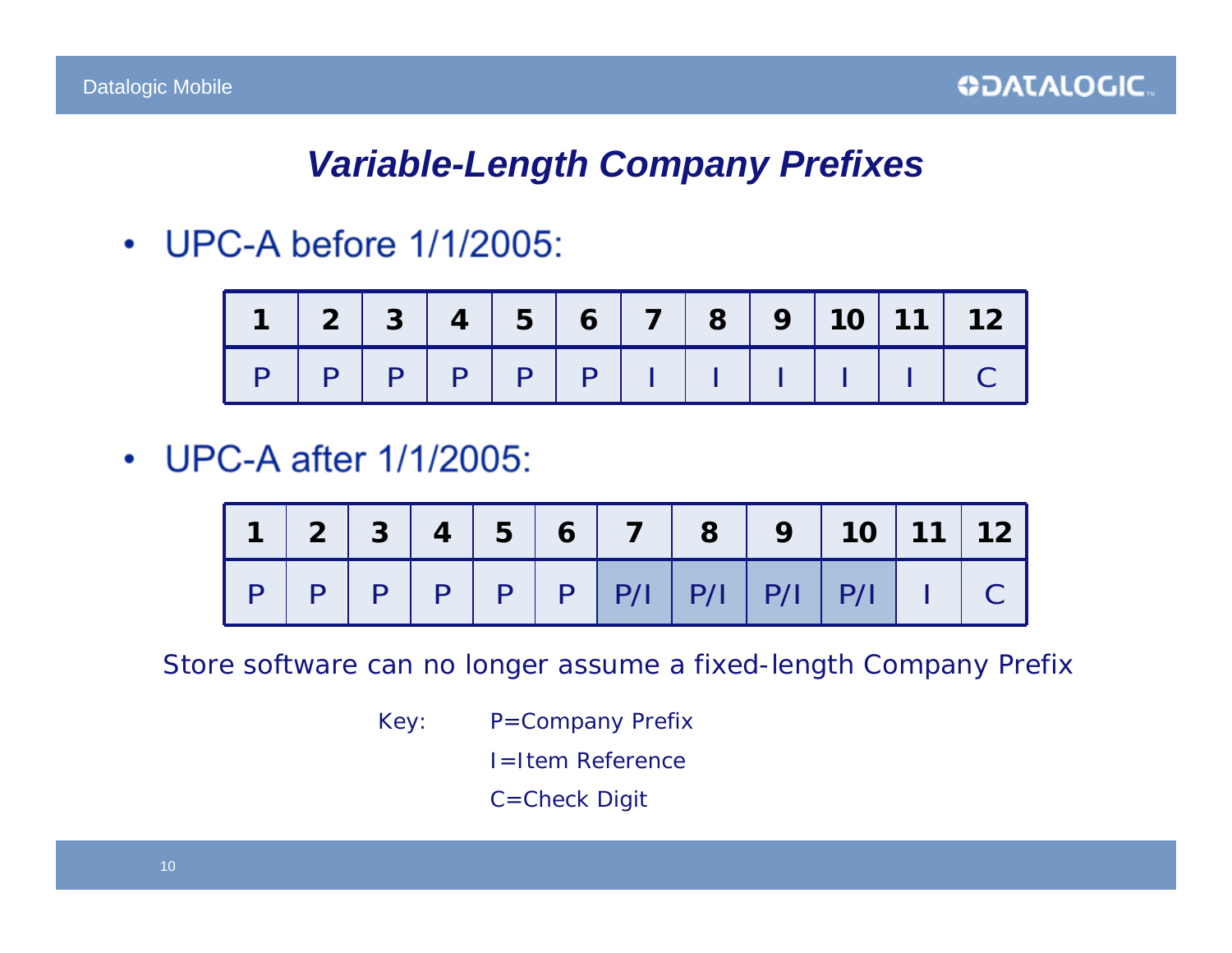# Variable-Length Company Prefixes

- UPC-A before 1/1/2005:

| 1 | 2 | 3 | 4 | 5 | 6 | 7 | 8 | 9 | 10 | 11 | 12 |
|---|---|---|---|---|---|---|---|---|---|---|---|
| P | P | P | P | P | P | I | I | I | I | I | C |

- UPC-A after 1/1/2005:

| 1 | 2 | 3 | 4 | 5 | 6 | 7 | 8 | 9 | 10 | 11 | 12 |
|---|---|---|---|---|---|---|---|---|---|---|---|
| P | P | P | P | P | P | P/I | P/I | P/I | P/I | I | C |

Store software can no longer assume a fixed-length Company Prefix

Key: P=Company Prefix
I=Item Reference
C=Check Digit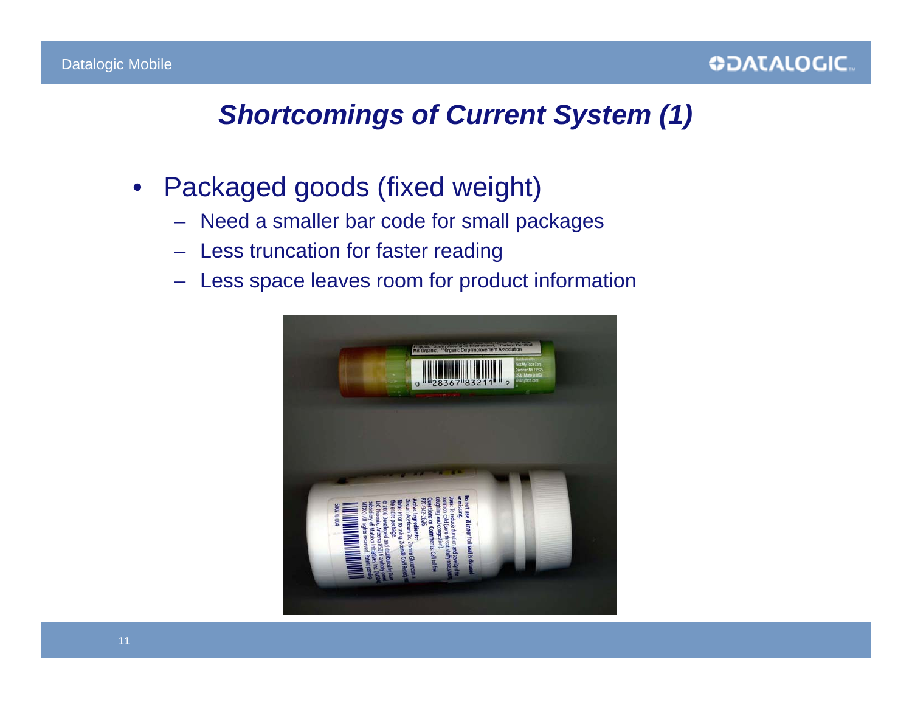# *Shortcomings of Current System (1)*

- Packaged goods (fixed weight)
  - Need a smaller bar code for small packages
  - Less truncation for faster reading
  - Less space leaves room for product information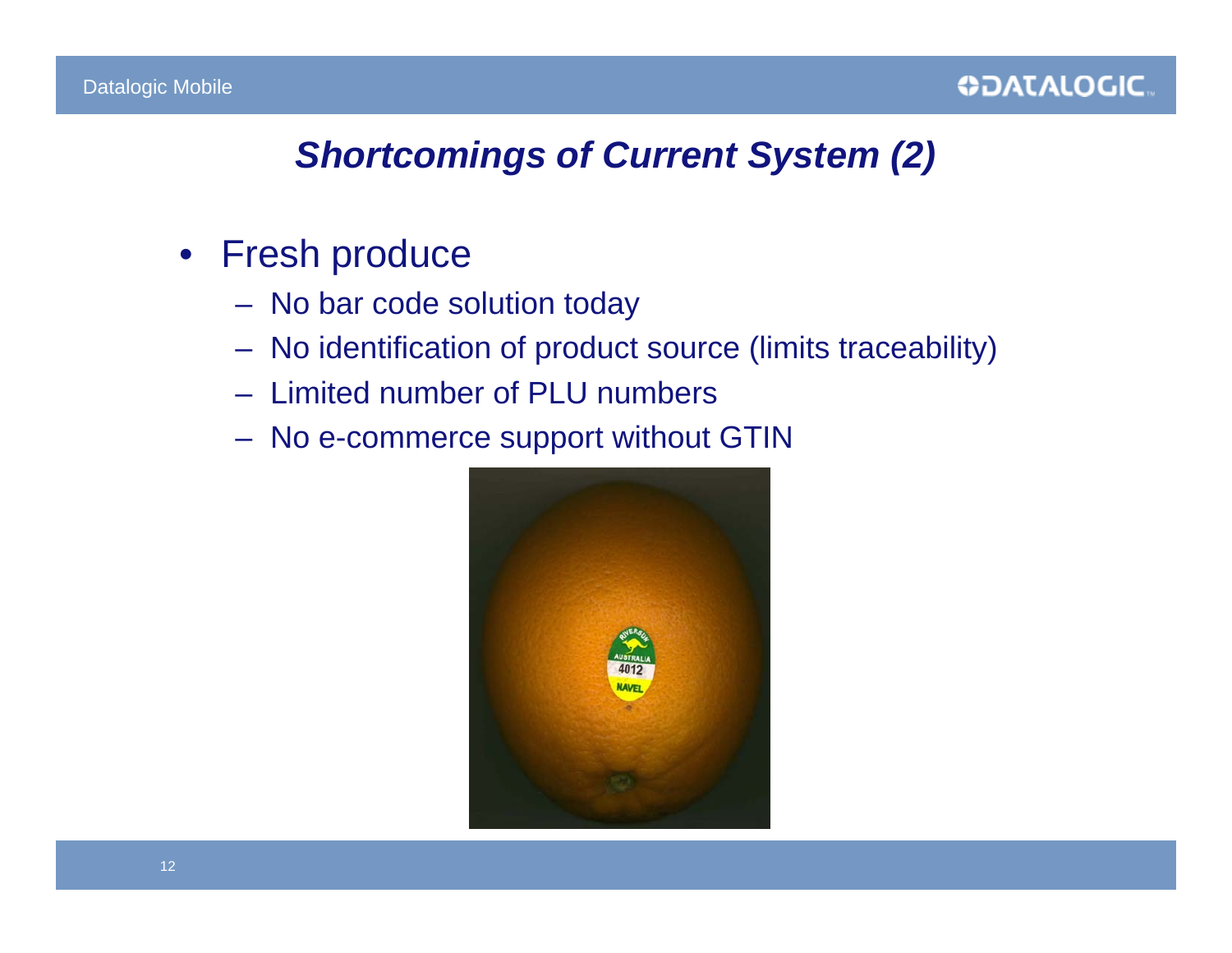# Shortcomings of Current System (2)

- Fresh produce
  - No bar code solution today
  - No identification of product source (limits traceability)
  - Limited number of PLU numbers
  - No e-commerce support without GTIN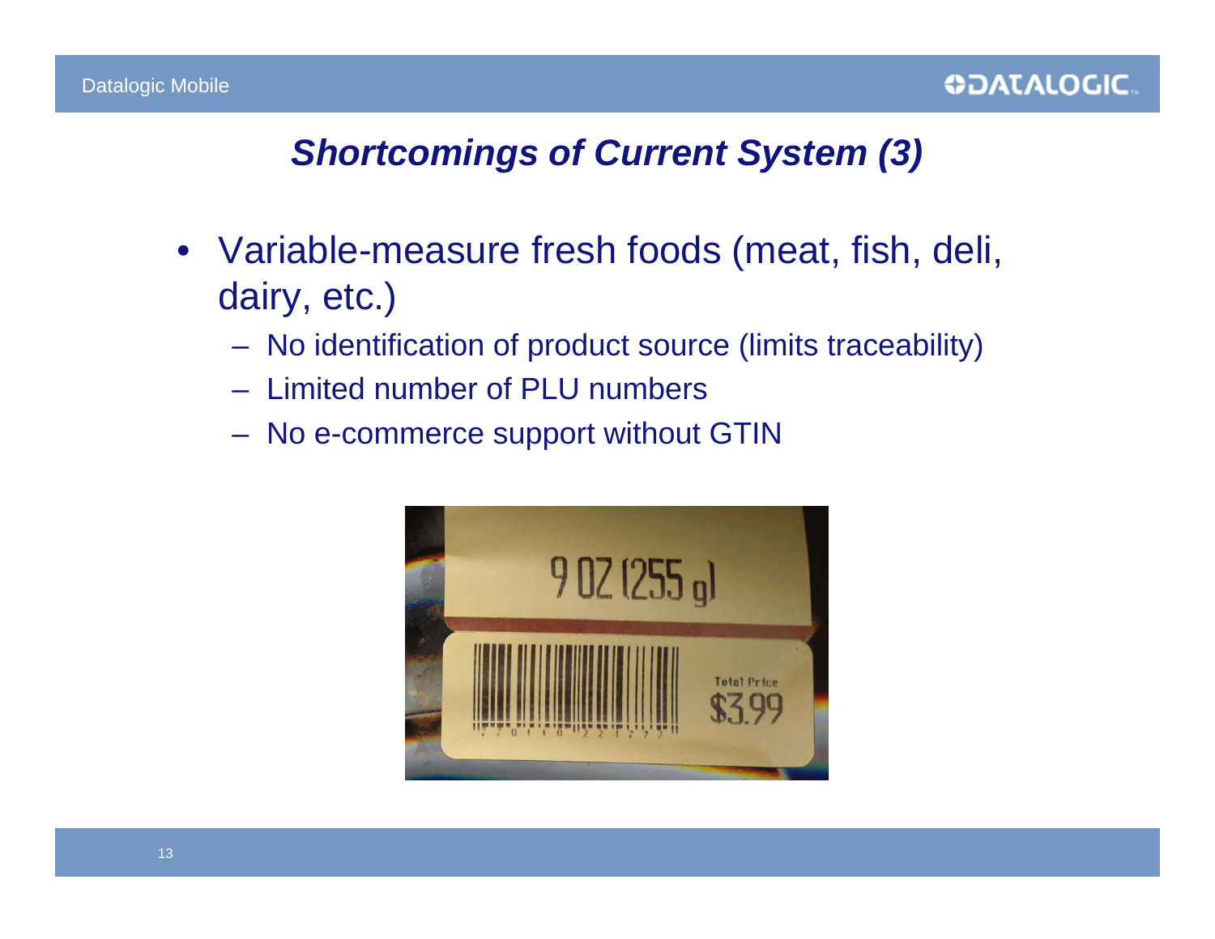# *Shortcomings of Current System (3)*

- Variable-measure fresh foods (meat, fish, deli, dairy, etc.)
  - No identification of product source (limits traceability)
  - Limited number of PLU numbers
  - No e-commerce support without GTIN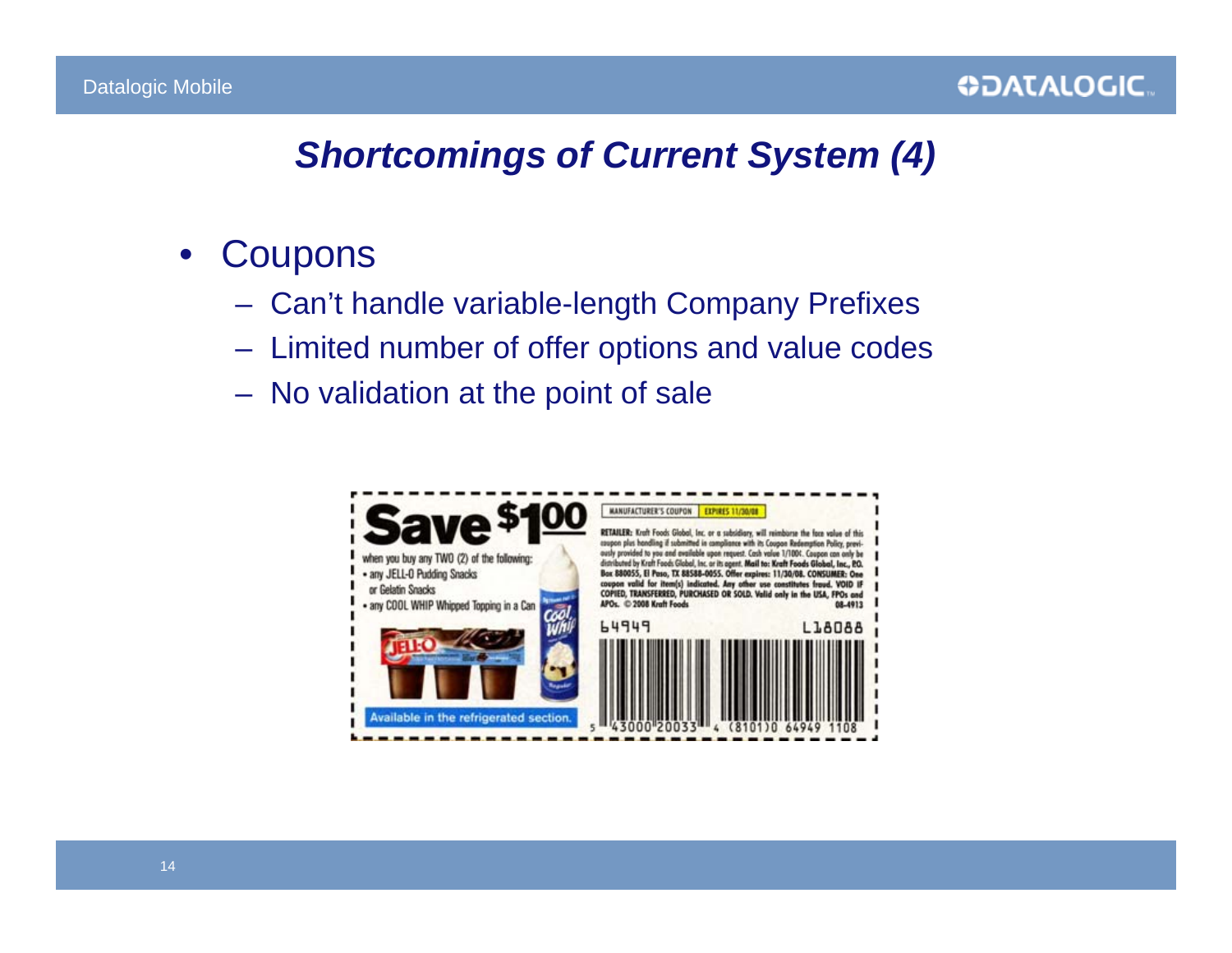# Shortcomings of Current System (4)

- Coupons
  - Can't handle variable-length Company Prefixes
  - Limited number of offer options and value codes
  - No validation at the point of sale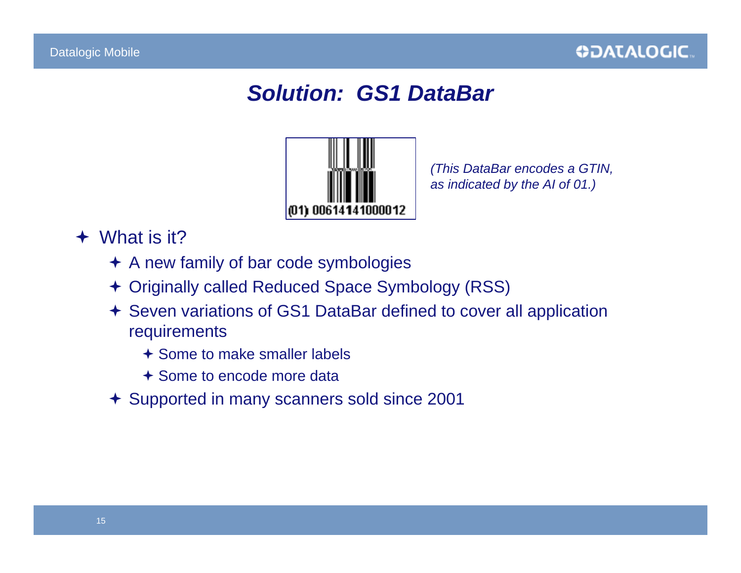# Solution: GS1 DataBar

(01) 00614141000012

*(This DataBar encodes a GTIN, as indicated by the AI of 01.)*

- What is it?
  - A new family of bar code symbologies
  - Originally called Reduced Space Symbology (RSS)
  - Seven variations of GS1 DataBar defined to cover all application requirements
    - Some to make smaller labels
    - Some to encode more data
  - Supported in many scanners sold since 2001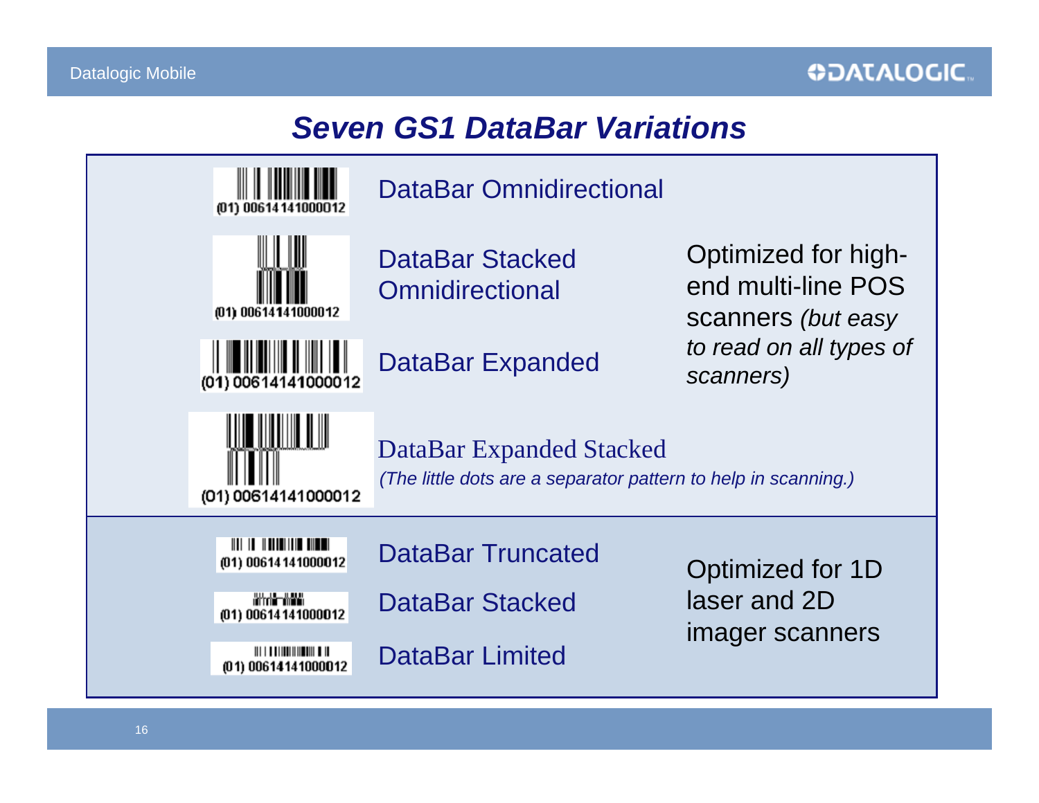# Seven GS1 DataBar Variations

(01) 00614141000012

DataBar Omnidirectional

(01) 00614141000012

DataBar Stacked Omnidirectional

(01) 00614141000012

DataBar Expanded

Optimized for high-end multi-line POS scanners *(but easy to read on all types of scanners)*

(01) 00614141000012

DataBar Expanded Stacked

*(The little dots are a separator pattern to help in scanning.)*

(01) 00614141000012

DataBar Truncated

(01) 00614141000012

DataBar Stacked

(01) 00614141000012

DataBar Limited

Optimized for 1D laser and 2D imager scanners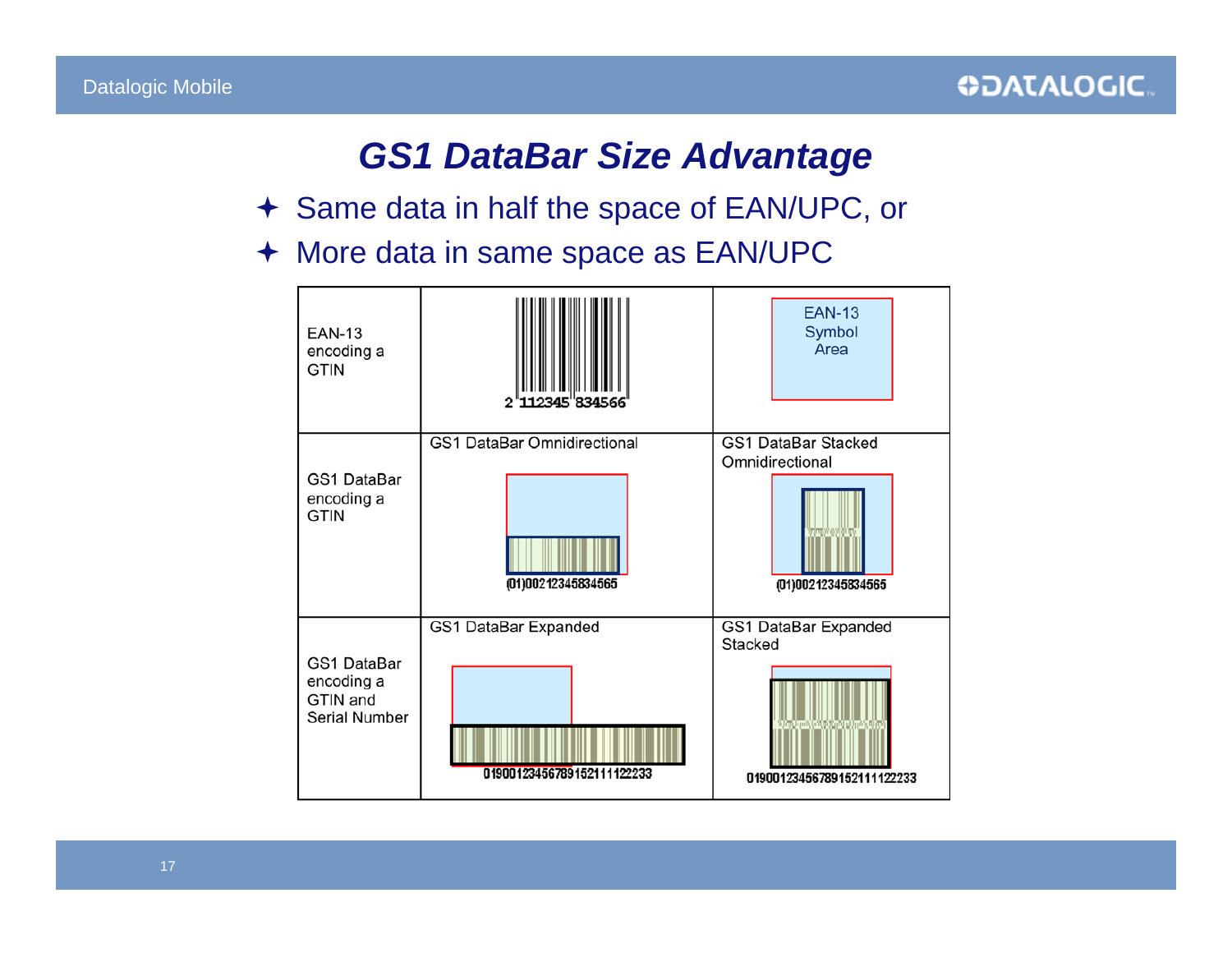# GS1 DataBar Size Advantage

- Same data in half the space of EAN/UPC, or
- More data in same space as EAN/UPC

| | | |
|---|---|---|
| EAN-13 encoding a GTIN | 2 112345 834566 | EAN-13 Symbol Area |
| GS1 DataBar encoding a GTIN | GS1 DataBar Omnidirectional (01)00212345834565 | GS1 DataBar Stacked Omnidirectional (01)00212345834565 |
| GS1 DataBar encoding a GTIN and Serial Number | GS1 DataBar Expanded 0190012345678915211122233 | GS1 DataBar Expanded Stacked 0190012345678915211122233 |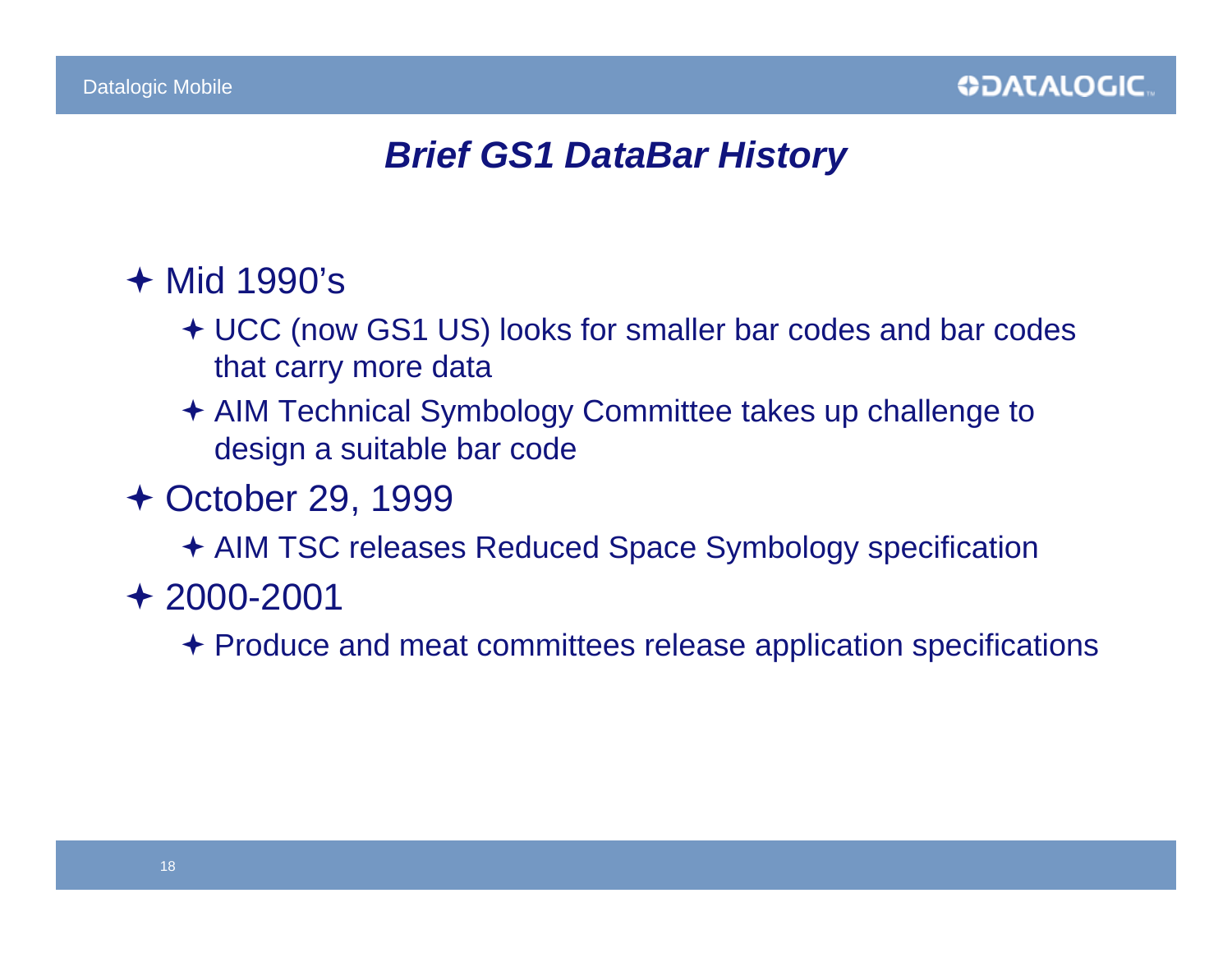## *Brief GS1 DataBar History*

- Mid 1990's
  - UCC (now GS1 US) looks for smaller bar codes and bar codes that carry more data
  - AIM Technical Symbology Committee takes up challenge to design a suitable bar code
- October 29, 1999
  - AIM TSC releases Reduced Space Symbology specification
- 2000-2001
  - Produce and meat committees release application specifications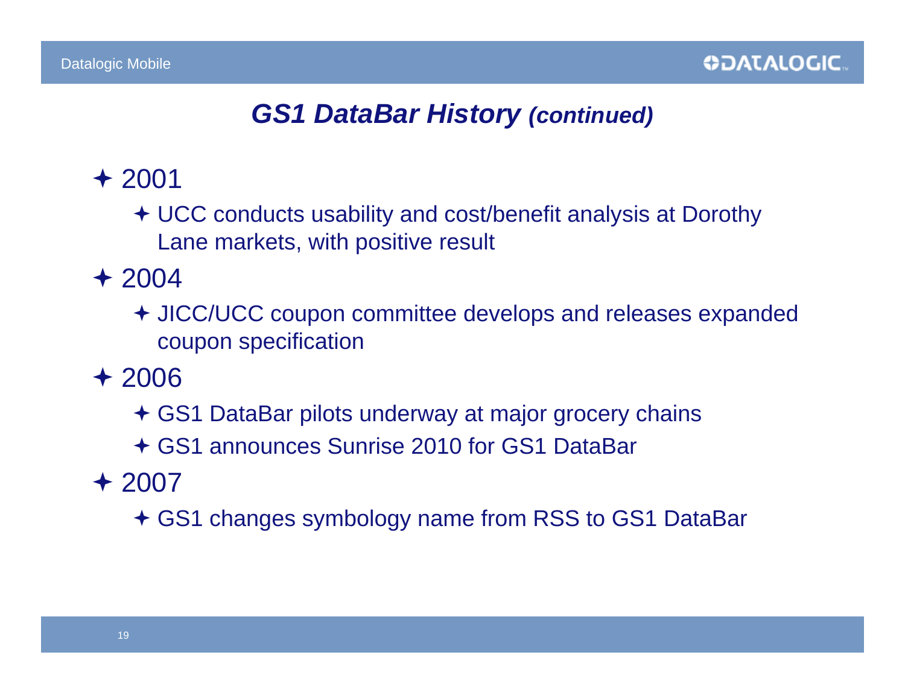# ***GS1 DataBar History** (continued)*

- 2001
  - UCC conducts usability and cost/benefit analysis at Dorothy Lane markets, with positive result
- 2004
  - JICC/UCC coupon committee develops and releases expanded coupon specification
- 2006
  - GS1 DataBar pilots underway at major grocery chains
  - GS1 announces Sunrise 2010 for GS1 DataBar
- 2007
  - GS1 changes symbology name from RSS to GS1 DataBar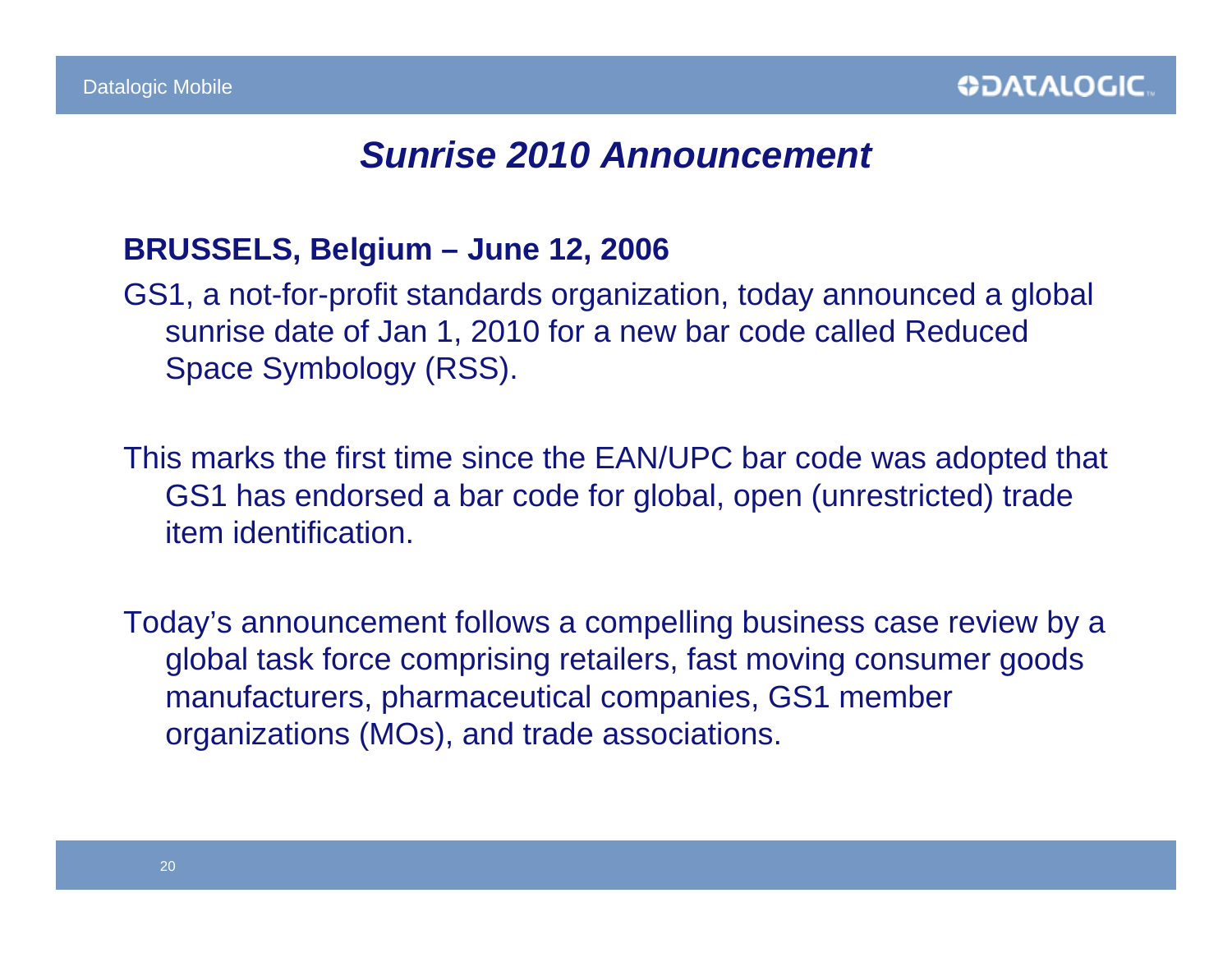# *Sunrise 2010 Announcement*

**BRUSSELS, Belgium – June 12, 2006**

GS1, a not-for-profit standards organization, today announced a global sunrise date of Jan 1, 2010 for a new bar code called Reduced Space Symbology (RSS).

This marks the first time since the EAN/UPC bar code was adopted that GS1 has endorsed a bar code for global, open (unrestricted) trade item identification.

Today's announcement follows a compelling business case review by a global task force comprising retailers, fast moving consumer goods manufacturers, pharmaceutical companies, GS1 member organizations (MOs), and trade associations.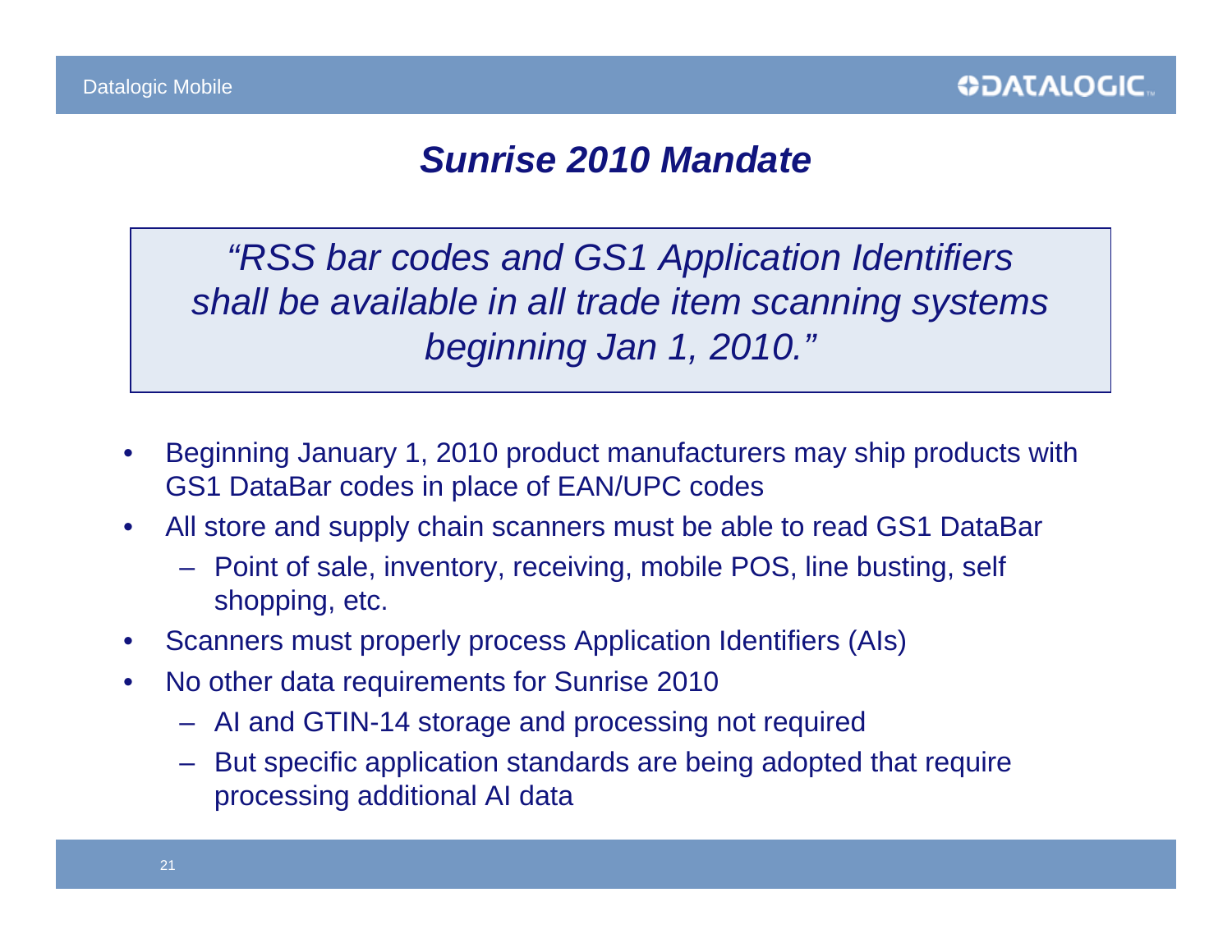# *Sunrise 2010 Mandate*

> *"RSS bar codes and GS1 Application Identifiers shall be available in all trade item scanning systems beginning Jan 1, 2010."*

- Beginning January 1, 2010 product manufacturers may ship products with GS1 DataBar codes in place of EAN/UPC codes
- All store and supply chain scanners must be able to read GS1 DataBar
  - Point of sale, inventory, receiving, mobile POS, line busting, self shopping, etc.
- Scanners must properly process Application Identifiers (AIs)
- No other data requirements for Sunrise 2010
  - AI and GTIN-14 storage and processing not required
  - But specific application standards are being adopted that require processing additional AI data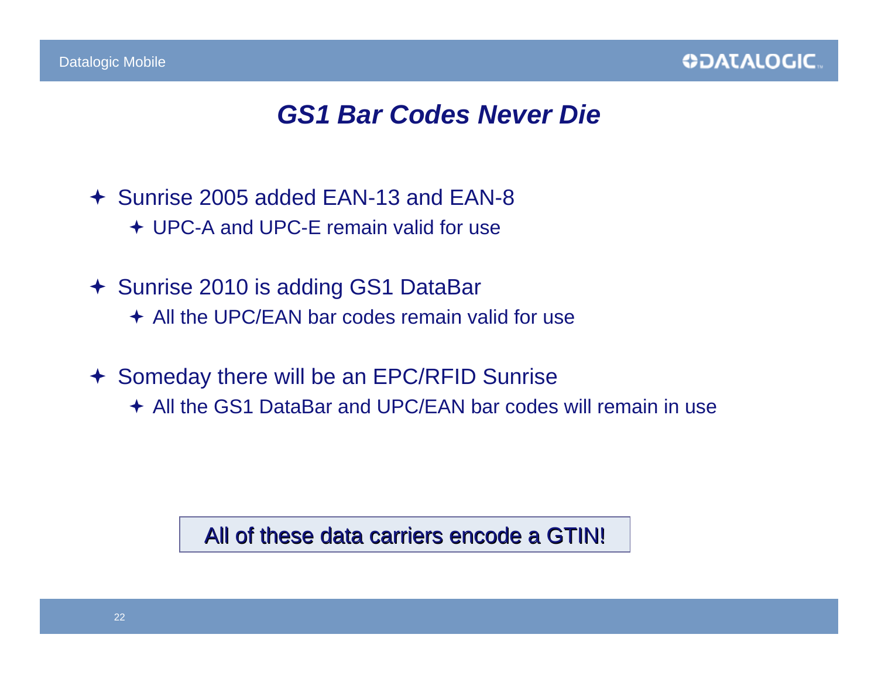# GS1 Bar Codes Never Die

- Sunrise 2005 added EAN-13 and EAN-8
  - UPC-A and UPC-E remain valid for use
- Sunrise 2010 is adding GS1 DataBar
  - All the UPC/EAN bar codes remain valid for use
- Someday there will be an EPC/RFID Sunrise
  - All the GS1 DataBar and UPC/EAN bar codes will remain in use

All of these data carriers encode a GTIN!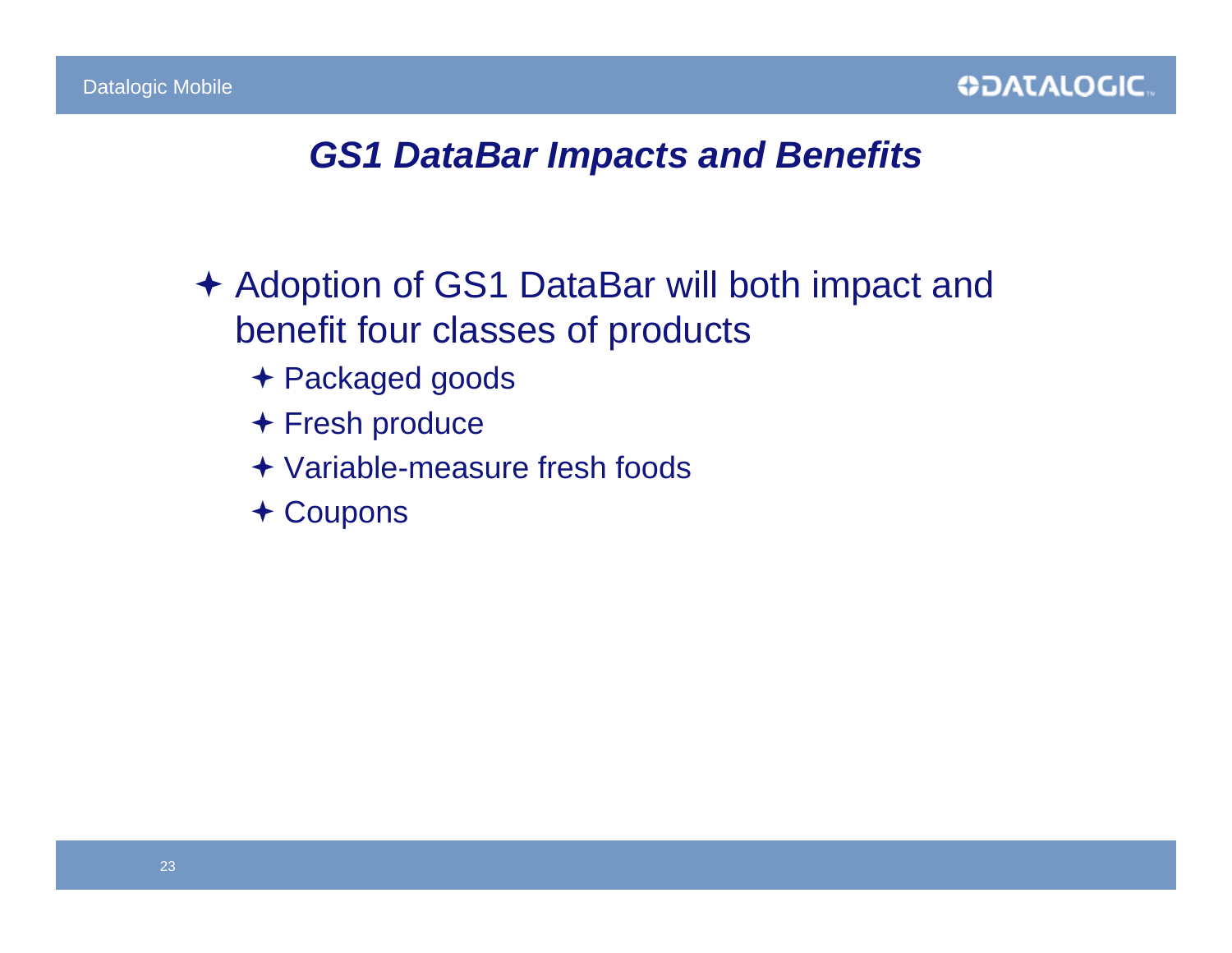## *GS1 DataBar Impacts and Benefits*

- Adoption of GS1 DataBar will both impact and benefit four classes of products
  - Packaged goods
  - Fresh produce
  - Variable-measure fresh foods
  - Coupons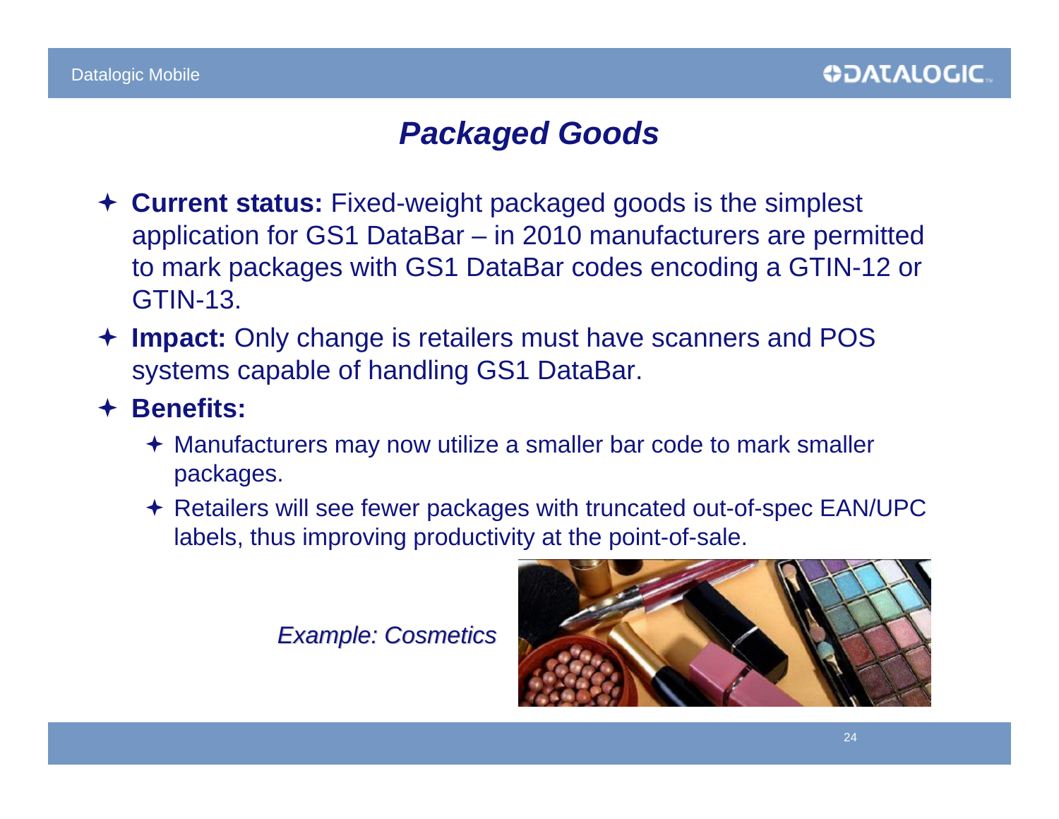# Packaged Goods

- **Current status:** Fixed-weight packaged goods is the simplest application for GS1 DataBar – in 2010 manufacturers are permitted to mark packages with GS1 DataBar codes encoding a GTIN-12 or GTIN-13.
- **Impact:** Only change is retailers must have scanners and POS systems capable of handling GS1 DataBar.
- **Benefits:**
  - Manufacturers may now utilize a smaller bar code to mark smaller packages.
  - Retailers will see fewer packages with truncated out-of-spec EAN/UPC labels, thus improving productivity at the point-of-sale.

*Example: Cosmetics*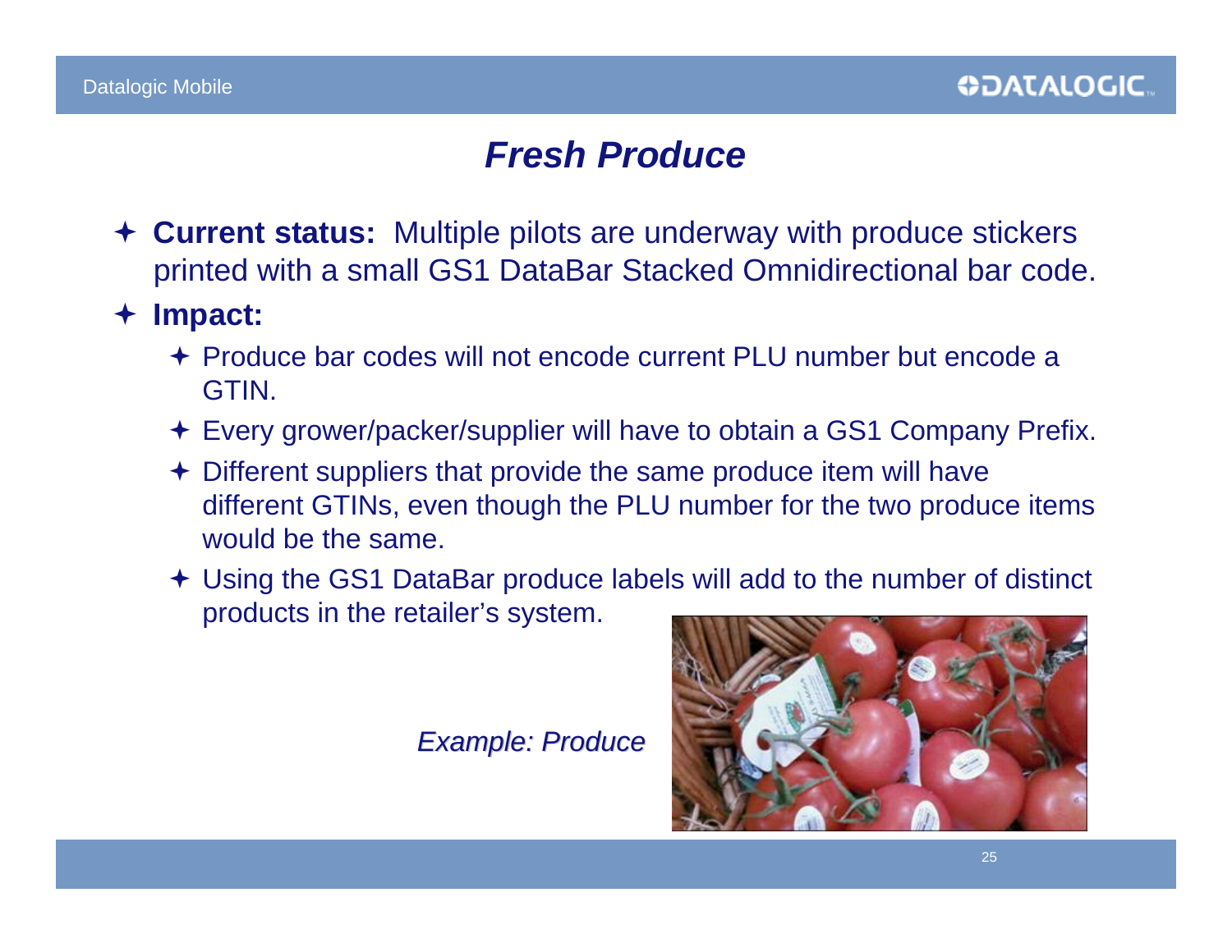# *Fresh Produce*

- **Current status:** Multiple pilots are underway with produce stickers printed with a small GS1 DataBar Stacked Omnidirectional bar code.
- **Impact:**
  - Produce bar codes will not encode current PLU number but encode a GTIN.
  - Every grower/packer/supplier will have to obtain a GS1 Company Prefix.
  - Different suppliers that provide the same produce item will have different GTINs, even though the PLU number for the two produce items would be the same.
  - Using the GS1 DataBar produce labels will add to the number of distinct products in the retailer's system.

*Example: Produce*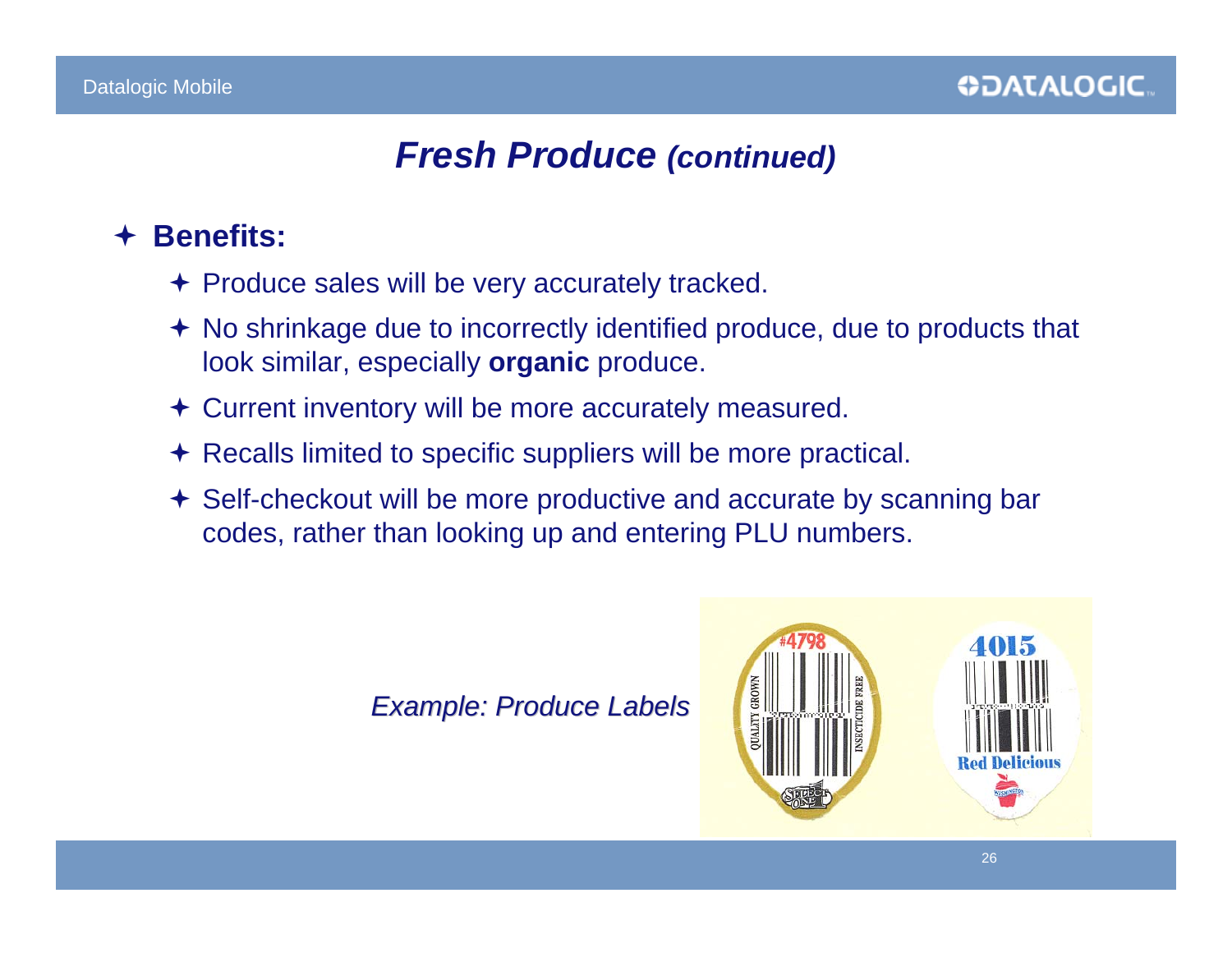# *Fresh Produce (continued)*

- **Benefits:**
  - Produce sales will be very accurately tracked.
  - No shrinkage due to incorrectly identified produce, due to products that look similar, especially **organic** produce.
  - Current inventory will be more accurately measured.
  - Recalls limited to specific suppliers will be more practical.
  - Self-checkout will be more productive and accurate by scanning bar codes, rather than looking up and entering PLU numbers.

*Example: Produce Labels*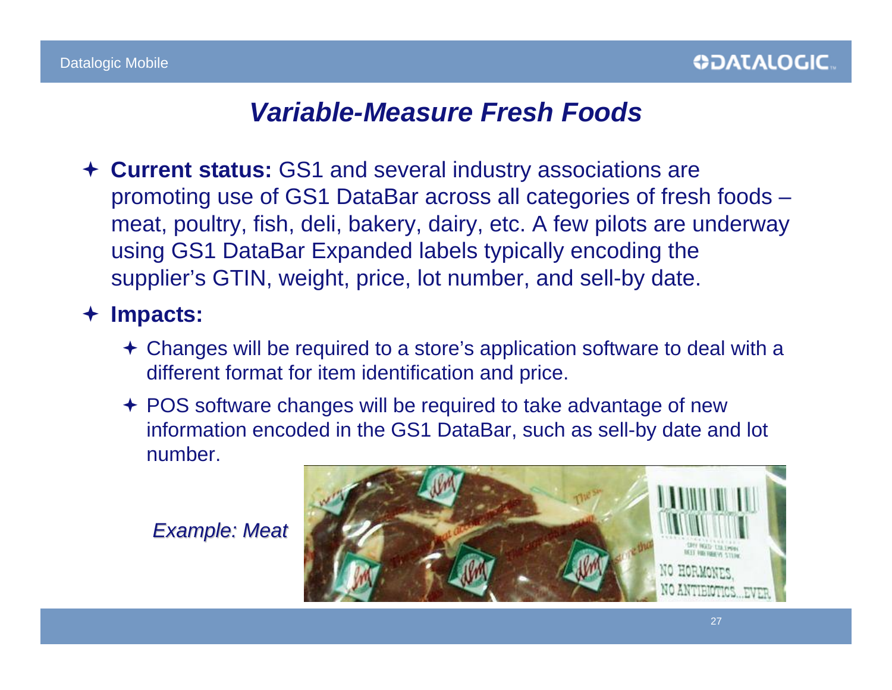# *Variable-Measure Fresh Foods*

- **Current status:** GS1 and several industry associations are promoting use of GS1 DataBar across all categories of fresh foods – meat, poultry, fish, deli, bakery, dairy, etc. A few pilots are underway using GS1 DataBar Expanded labels typically encoding the supplier's GTIN, weight, price, lot number, and sell-by date.
- **Impacts:**
  - Changes will be required to a store's application software to deal with a different format for item identification and price.
  - POS software changes will be required to take advantage of new information encoded in the GS1 DataBar, such as sell-by date and lot number.

*Example: Meat*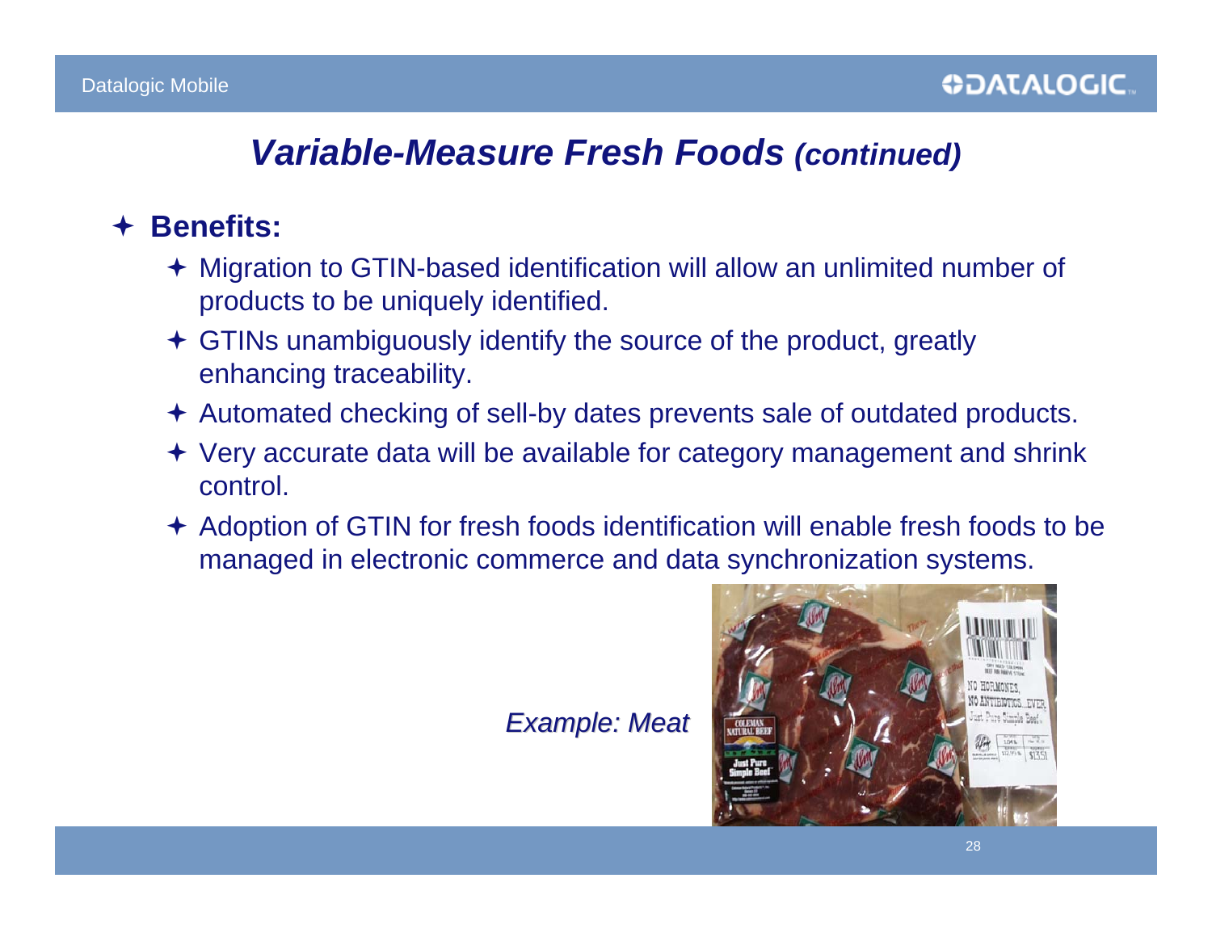# *Variable-Measure Fresh Foods (continued)*

- **Benefits:**
  - Migration to GTIN-based identification will allow an unlimited number of products to be uniquely identified.
  - GTINs unambiguously identify the source of the product, greatly enhancing traceability.
  - Automated checking of sell-by dates prevents sale of outdated products.
  - Very accurate data will be available for category management and shrink control.
  - Adoption of GTIN for fresh foods identification will enable fresh foods to be managed in electronic commerce and data synchronization systems.

*Example: Meat*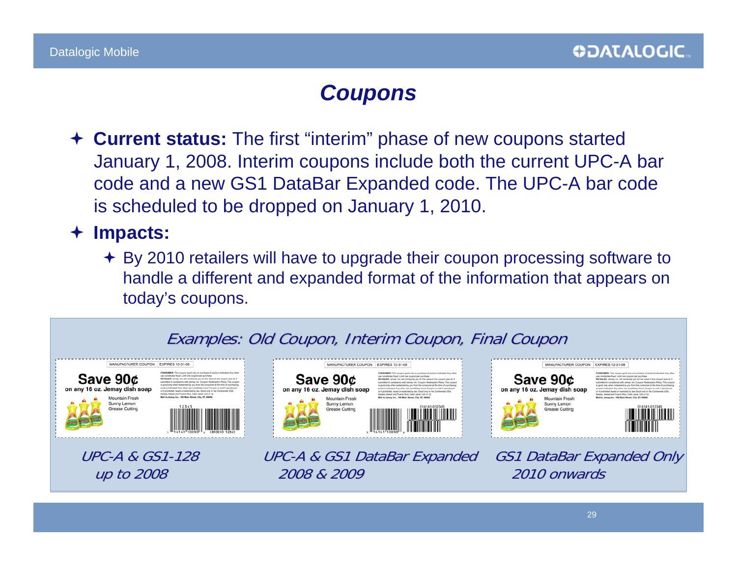# Coupons

- **Current status:** The first "interim" phase of new coupons started January 1, 2008. Interim coupons include both the current UPC-A bar code and a new GS1 DataBar Expanded code. The UPC-A bar code is scheduled to be dropped on January 1, 2010.
- **Impacts:**
  - By 2010 retailers will have to upgrade their coupon processing software to handle a different and expanded format of the information that appears on today's coupons.

*Examples: Old Coupon, Interim Coupon, Final Coupon*

| *UPC-A & GS1-128 up to 2008* | *UPC-A & GS1 DataBar Expanded 2008 & 2009* | *GS1 DataBar Expanded Only 2010 onwards* |
| --- | --- | --- |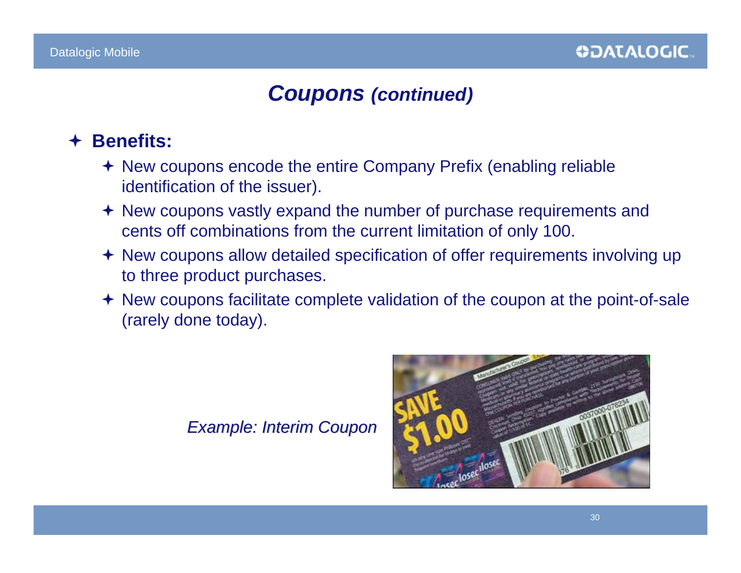# *Coupons (continued)*

- **Benefits:**
  - New coupons encode the entire Company Prefix (enabling reliable identification of the issuer).
  - New coupons vastly expand the number of purchase requirements and cents off combinations from the current limitation of only 100.
  - New coupons allow detailed specification of offer requirements involving up to three product purchases.
  - New coupons facilitate complete validation of the coupon at the point-of-sale (rarely done today).

*Example: Interim Coupon*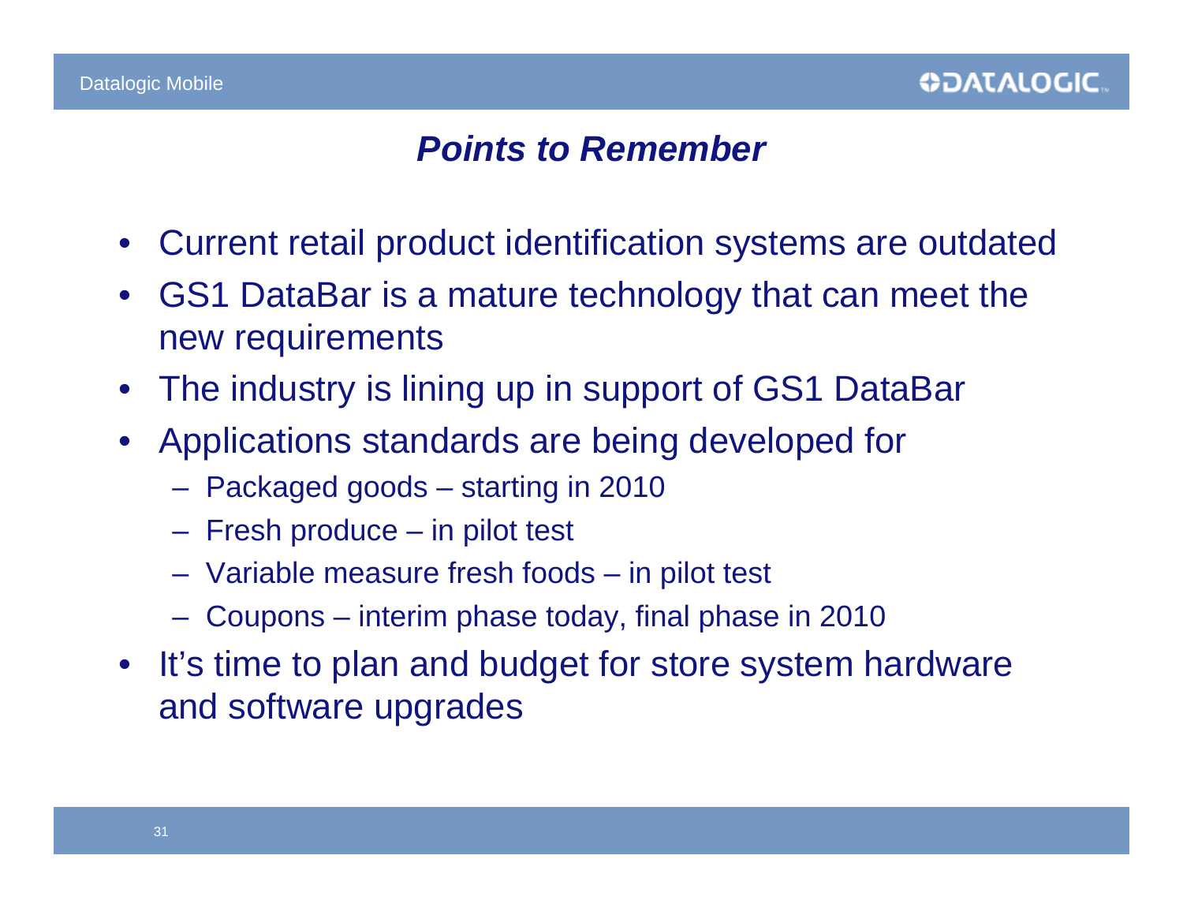# *Points to Remember*

- Current retail product identification systems are outdated
- GS1 DataBar is a mature technology that can meet the new requirements
- The industry is lining up in support of GS1 DataBar
- Applications standards are being developed for
  - Packaged goods – starting in 2010
  - Fresh produce – in pilot test
  - Variable measure fresh foods – in pilot test
  - Coupons – interim phase today, final phase in 2010
- It's time to plan and budget for store system hardware and software upgrades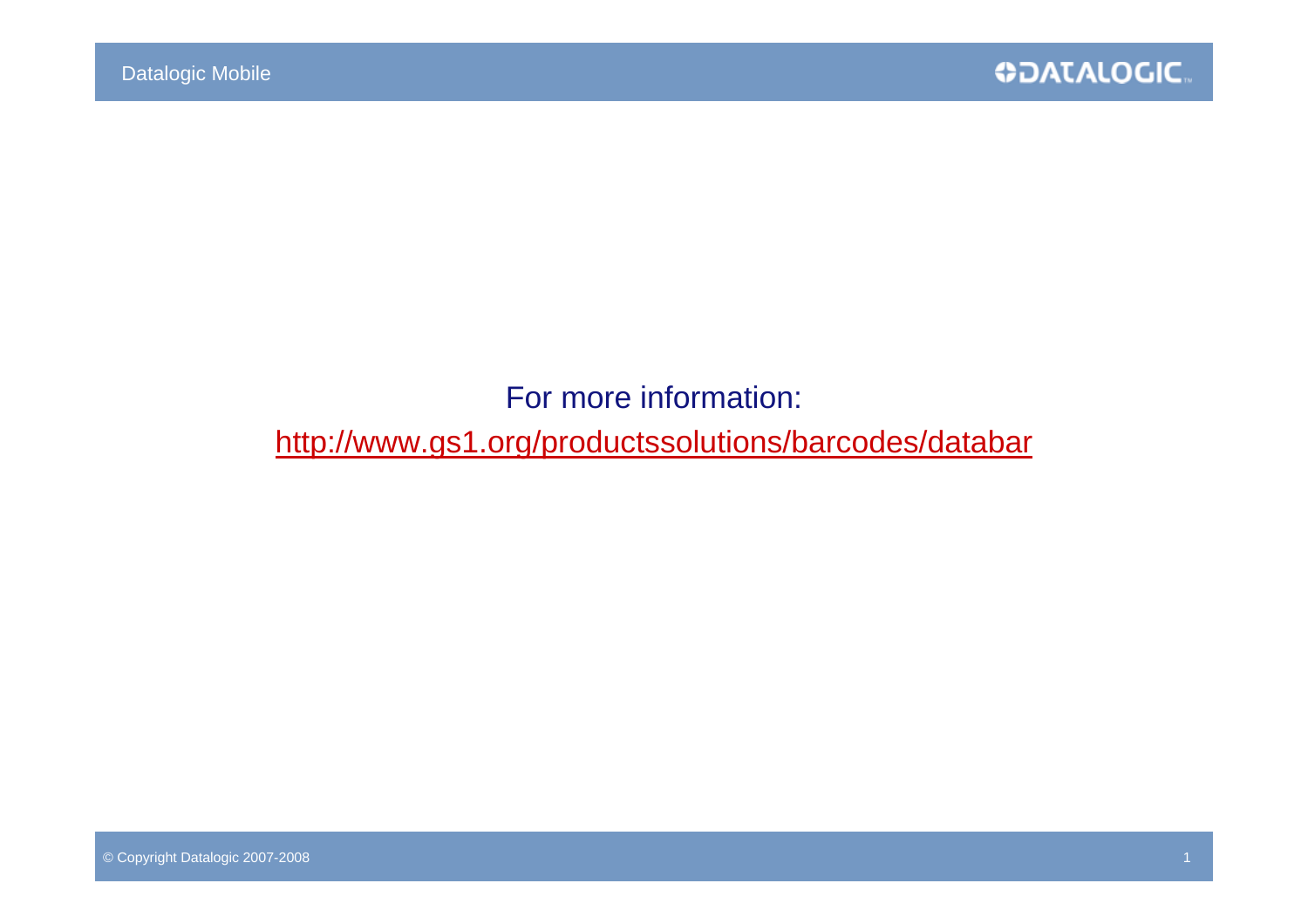For more information:

[http://www.gs1.org/productssolutions/barcodes/databar](http://www.gs1.org/productssolutions/barcodes/databar)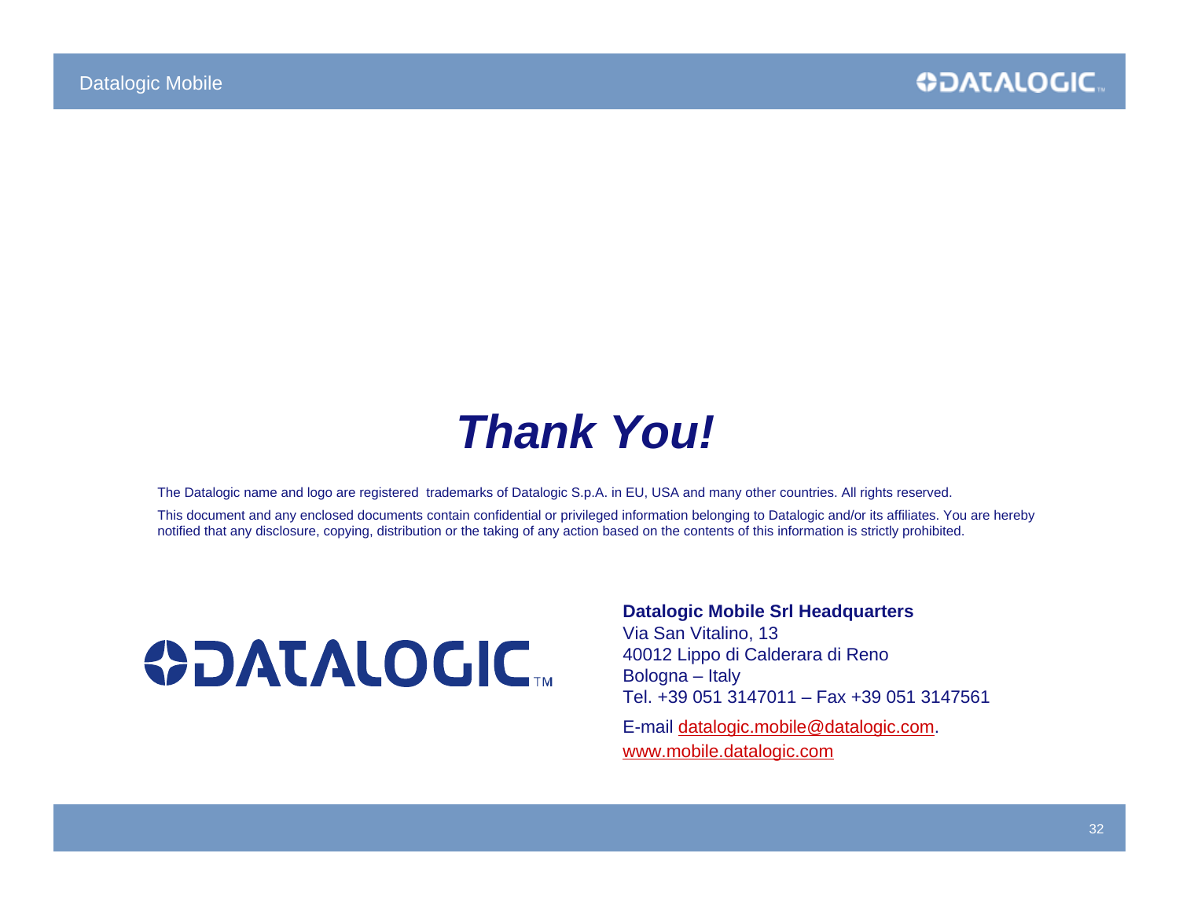# *Thank You!*

The Datalogic name and logo are registered trademarks of Datalogic S.p.A. in EU, USA and many other countries. All rights reserved.

This document and any enclosed documents contain confidential or privileged information belonging to Datalogic and/or its affiliates. You are hereby notified that any disclosure, copying, distribution or the taking of any action based on the contents of this information is strictly prohibited.

**Datalogic Mobile Srl Headquarters**
Via San Vitalino, 13
40012 Lippo di Calderara di Reno
Bologna – Italy
Tel. +39 051 3147011 – Fax +39 051 3147561

E-mail datalogic.mobile@datalogic.com.
www.mobile.datalogic.com